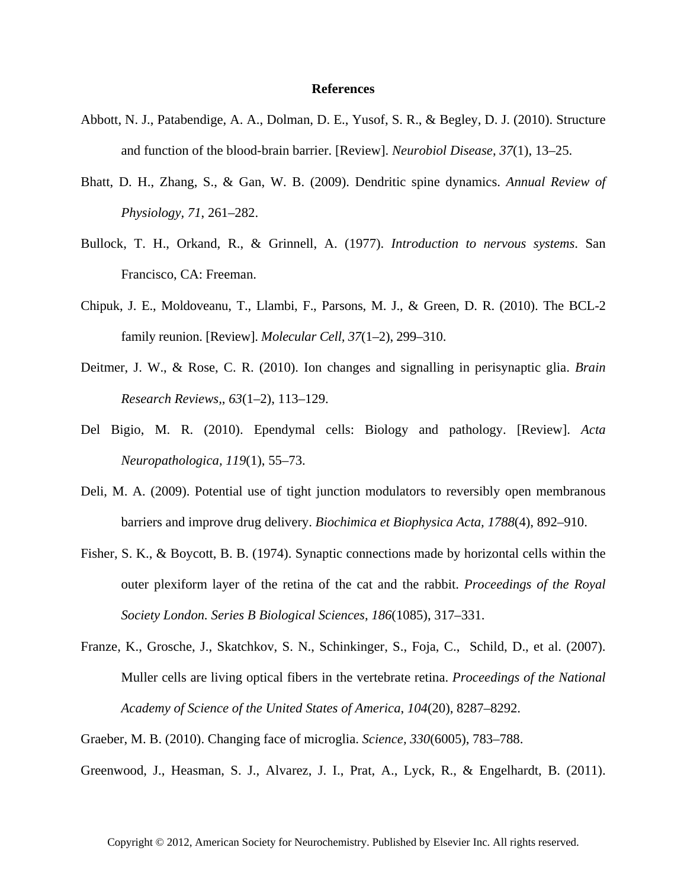## References

Abbott, N. J., Patabendige, A. A., Dolman, D. E., Yusof, S. R., & Begley, D. J. (2010). Structure and function of the blood-brain barrier. [Review]. *Neurobiol Disease*, *37*(1), 13–25.

Bhatt, D. H., Zhang, S., & Gan, W. B. (2009). Dendritic spine dynamics. *Annual Review of Physiology, 71*, 261–282.

Bullock, T. H., Orkand, R., & Grinnell, A. (1977). *Introduction to nervous systems*. San Francisco, CA: Freeman.

Chipuk, J. E., Moldoveanu, T., Llambi, F., Parsons, M. J., & Green, D. R. (2010). The BCL-2 family reunion. [Review]. *Molecular Cell, 37*(1–2), 299–310.

Deitmer, J. W., & Rose, C. R. (2010). Ion changes and signalling in perisynaptic glia. *Brain Research Reviews,, 63*(1–2), 113–129.

Del Bigio, M. R. (2010). Ependymal cells: Biology and pathology. [Review]. *Acta Neuropathologica, 119*(1), 55–73.

Deli, M. A. (2009). Potential use of tight junction modulators to reversibly open membranous barriers and improve drug delivery. *Biochimica et Biophysica Acta, 1788*(4), 892–910.

Fisher, S. K., & Boycott, B. B. (1974). Synaptic connections made by horizontal cells within the outer plexiform layer of the retina of the cat and the rabbit. *Proceedings of the Royal Society London. Series B Biological Sciences*, *186*(1085), 317–331.

Franze, K., Grosche, J., Skatchkov, S. N., Schinkinger, S., Foja, C., Schild, D., et al. (2007). Muller cells are living optical fibers in the vertebrate retina. *Proceedings of the National Academy of Science of the United States of America*, *104*(20), 8287–8292.

Graeber, M. B. (2010). Changing face of microglia. *Science, 330*(6005), 783–788.

Greenwood, J., Heasman, S. J., Alvarez, J. I., Prat, A., Lyck, R., & Engelhardt, B. (2011).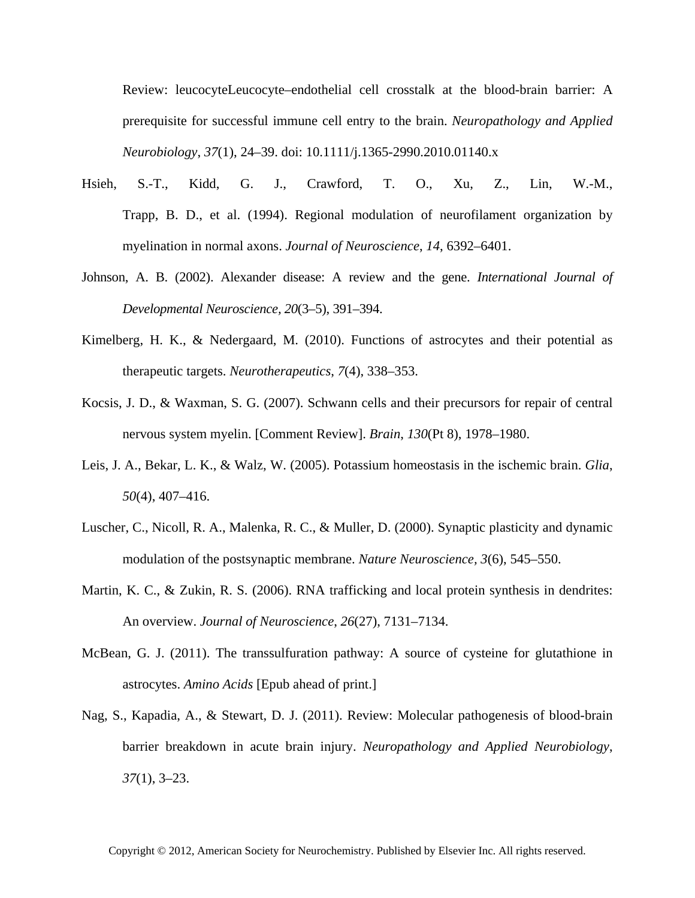Review: leucocyteLeucocyte–endothelial cell crosstalk at the blood-brain barrier: A prerequisite for successful immune cell entry to the brain. *Neuropathology and Applied Neurobiology*, *37*(1), 24–39. doi: 10.1111/j.1365-2990.2010.01140.x

Hsieh, S.-T., Kidd, G. J., Crawford, T. O., Xu, Z., Lin, W.-M., Trapp, B. D., et al. (1994). Regional modulation of neurofilament organization by myelination in normal axons. *Journal of Neuroscience*, *14*, 6392–6401.

Johnson, A. B. (2002). Alexander disease: A review and the gene. *International Journal of Developmental Neuroscience, 20*(3–5), 391–394.

Kimelberg, H. K., & Nedergaard, M. (2010). Functions of astrocytes and their potential as therapeutic targets. *Neurotherapeutics*, *7*(4), 338–353.

Kocsis, J. D., & Waxman, S. G. (2007). Schwann cells and their precursors for repair of central nervous system myelin. [Comment Review]. *Brain*, *130*(Pt 8), 1978–1980.

Leis, J. A., Bekar, L. K., & Walz, W. (2005). Potassium homeostasis in the ischemic brain. *Glia*, *50*(4), 407–416.

Luscher, C., Nicoll, R. A., Malenka, R. C., & Muller, D. (2000). Synaptic plasticity and dynamic modulation of the postsynaptic membrane. *Nature Neuroscience, 3*(6), 545–550.

Martin, K. C., & Zukin, R. S. (2006). RNA trafficking and local protein synthesis in dendrites: An overview. *Journal of Neuroscience*, *26*(27), 7131–7134.

McBean, G. J. (2011). The transsulfuration pathway: A source of cysteine for glutathione in astrocytes. *Amino Acids* [Epub ahead of print.]

Nag, S., Kapadia, A., & Stewart, D. J. (2011). Review: Molecular pathogenesis of blood-brain barrier breakdown in acute brain injury. *Neuropathology and Applied Neurobiology*, *37*(1), 3–23.

Copyright © 2012, American Society for Neurochemistry. Published by Elsevier Inc. All rights reserved.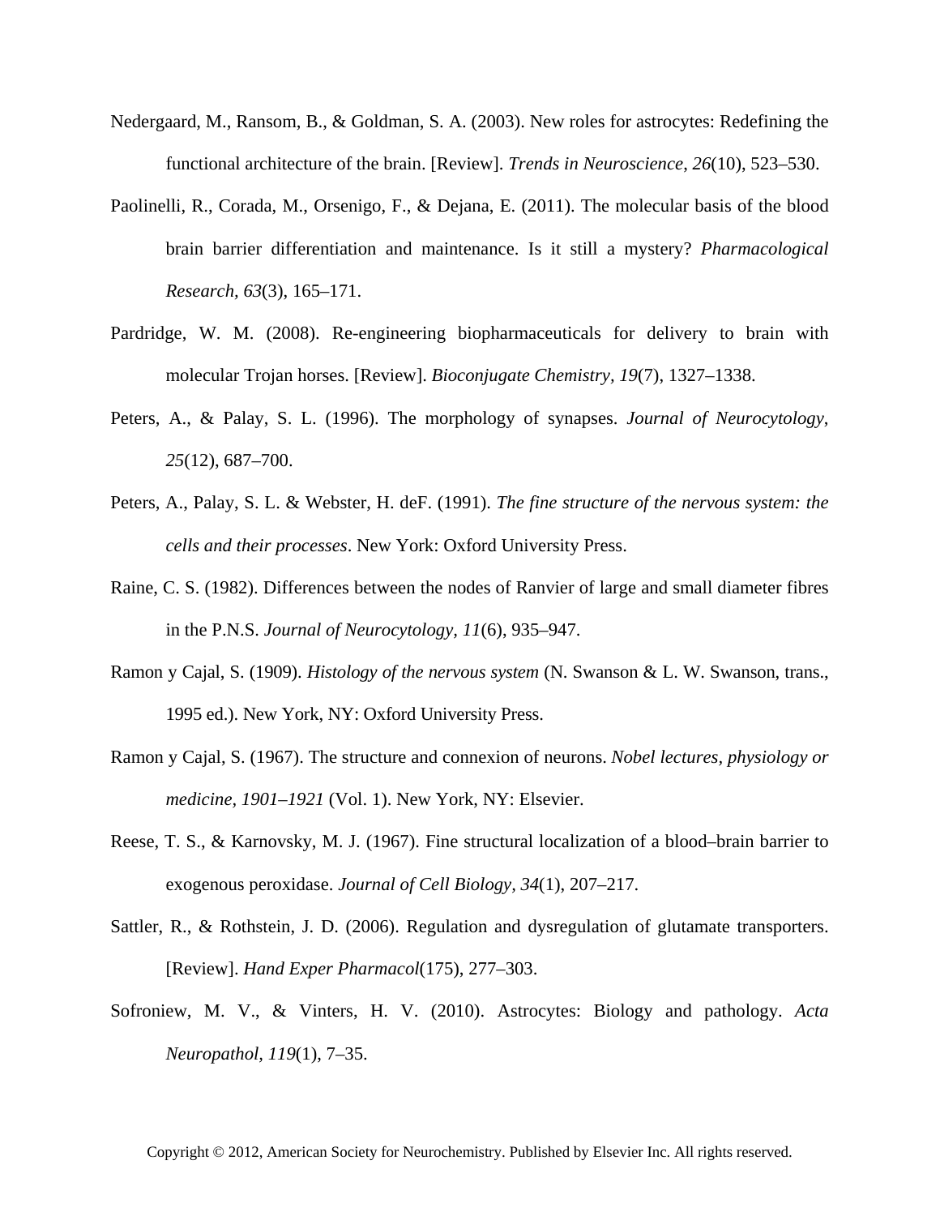Nedergaard, M., Ransom, B., & Goldman, S. A. (2003). New roles for astrocytes: Redefining the functional architecture of the brain. [Review]. *Trends in Neuroscience, 26*(10), 523–530.

Paolinelli, R., Corada, M., Orsenigo, F., & Dejana, E. (2011). The molecular basis of the blood brain barrier differentiation and maintenance. Is it still a mystery? *Pharmacological Research, 63*(3), 165–171.

Pardridge, W. M. (2008). Re-engineering biopharmaceuticals for delivery to brain with molecular Trojan horses. [Review]. *Bioconjugate Chemistry, 19*(7), 1327–1338.

Peters, A., & Palay, S. L. (1996). The morphology of synapses. *Journal of Neurocytology, 25*(12), 687–700.

Peters, A., Palay, S. L. & Webster, H. deF. (1991). *The fine structure of the nervous system: the cells and their processes*. New York: Oxford University Press.

Raine, C. S. (1982). Differences between the nodes of Ranvier of large and small diameter fibres in the P.N.S. *Journal of Neurocytology, 11*(6), 935–947.

Ramon y Cajal, S. (1909). *Histology of the nervous system* (N. Swanson & L. W. Swanson, trans., 1995 ed.). New York, NY: Oxford University Press.

Ramon y Cajal, S. (1967). The structure and connexion of neurons. *Nobel lectures, physiology or medicine, 1901–1921* (Vol. 1). New York, NY: Elsevier.

Reese, T. S., & Karnovsky, M. J. (1967). Fine structural localization of a blood–brain barrier to exogenous peroxidase. *Journal of Cell Biology, 34*(1), 207–217.

Sattler, R., & Rothstein, J. D. (2006). Regulation and dysregulation of glutamate transporters. [Review]. *Hand Exper Pharmacol*(175), 277–303.

Sofroniew, M. V., & Vinters, H. V. (2010). Astrocytes: Biology and pathology. *Acta Neuropathol, 119*(1), 7–35.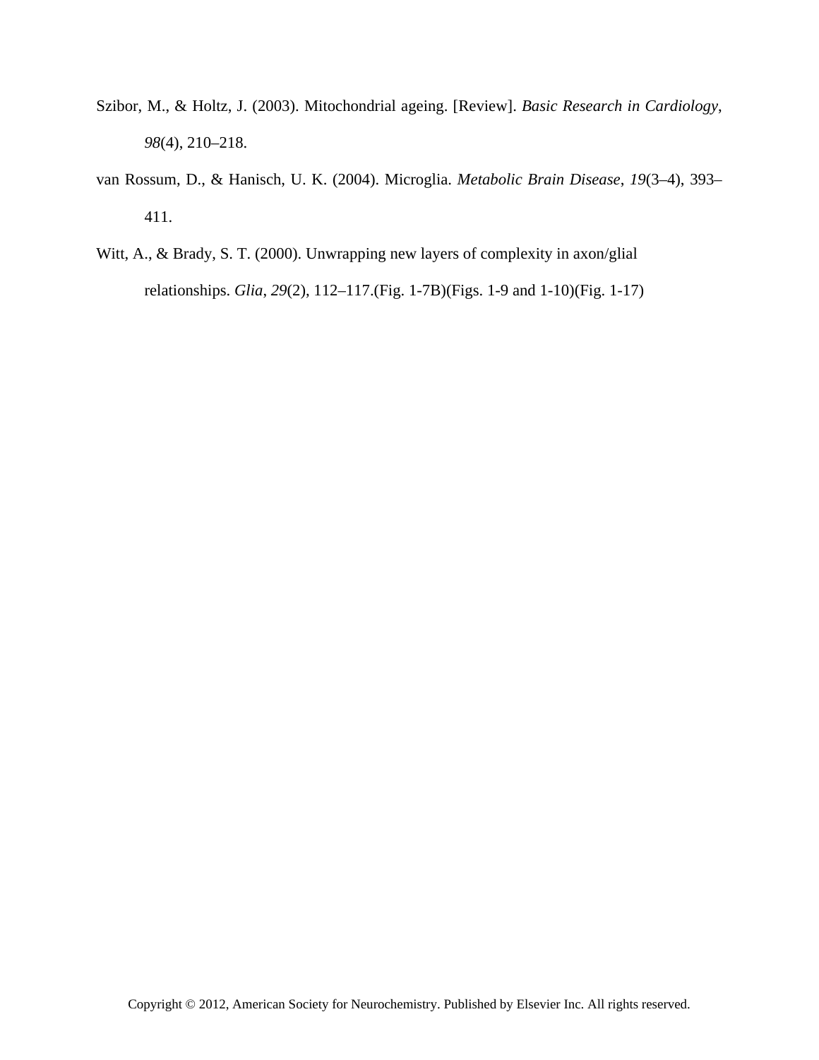Szibor, M., & Holtz, J. (2003). Mitochondrial ageing. [Review]. *Basic Research in Cardiology*, *98*(4), 210–218.

van Rossum, D., & Hanisch, U. K. (2004). Microglia. *Metabolic Brain Disease*, *19*(3–4), 393–411.

Witt, A., & Brady, S. T. (2000). Unwrapping new layers of complexity in axon/glial relationships. *Glia*, *29*(2), 112–117.(Fig. 1-7B)(Figs. 1-9 and 1-10)(Fig. 1-17)

Copyright © 2012, American Society for Neurochemistry. Published by Elsevier Inc. All rights reserved.